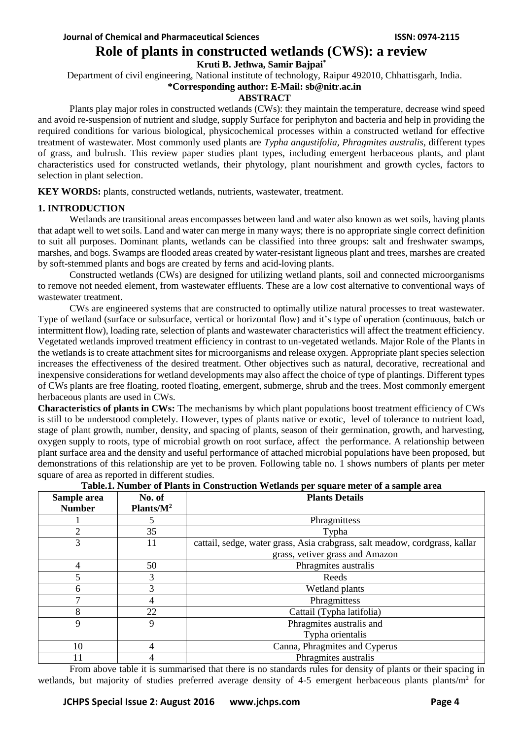# Role of plants in constructed wetlands (CWS): a review

**Kruti B. Jethwa, Samir Bajpai***

Department of civil engineering, National institute of technology, Raipur 492010, Chhattisgarh, India.

**\*Corresponding author: E-Mail: sb@nitr.ac.in**

**ABSTRACT**

Plants play major roles in constructed wetlands (CWs): they maintain the temperature, decrease wind speed and avoid re-suspension of nutrient and sludge, supply Surface for periphyton and bacteria and help in providing the required conditions for various biological, physicochemical processes within a constructed wetland for effective treatment of wastewater. Most commonly used plants are *Typha angustifolia, Phragmites australis*, different types of grass, and bulrush. This review paper studies plant types, including emergent herbaceous plants, and plant characteristics used for constructed wetlands, their phytology, plant nourishment and growth cycles, factors to selection in plant selection.

**KEY WORDS:** plants, constructed wetlands, nutrients, wastewater, treatment.

## 1. INTRODUCTION

Wetlands are transitional areas encompasses between land and water also known as wet soils, having plants that adapt well to wet soils. Land and water can merge in many ways; there is no appropriate single correct definition to suit all purposes. Dominant plants, wetlands can be classified into three groups: salt and freshwater swamps, marshes, and bogs. Swamps are flooded areas created by water-resistant ligneous plant and trees, marshes are created by soft-stemmed plants and bogs are created by ferns and acid-loving plants.

Constructed wetlands (CWs) are designed for utilizing wetland plants, soil and connected microorganisms to remove not needed element, from wastewater effluents. These are a low cost alternative to conventional ways of wastewater treatment.

CWs are engineered systems that are constructed to optimally utilize natural processes to treat wastewater. Type of wetland (surface or subsurface, vertical or horizontal flow) and it's type of operation (continuous, batch or intermittent flow), loading rate, selection of plants and wastewater characteristics will affect the treatment efficiency. Vegetated wetlands improved treatment efficiency in contrast to un-vegetated wetlands. Major Role of the Plants in the wetlands is to create attachment sites for microorganisms and release oxygen. Appropriate plant species selection increases the effectiveness of the desired treatment. Other objectives such as natural, decorative, recreational and inexpensive considerations for wetland developments may also affect the choice of type of plantings. Different types of CWs plants are free floating, rooted floating, emergent, submerge, shrub and the trees. Most commonly emergent herbaceous plants are used in CWs.

**Characteristics of plants in CWs:** The mechanisms by which plant populations boost treatment efficiency of CWs is still to be understood completely. However, types of plants native or exotic, level of tolerance to nutrient load, stage of plant growth, number, density, and spacing of plants, season of their germination, growth, and harvesting, oxygen supply to roots, type of microbial growth on root surface, affect the performance. A relationship between plant surface area and the density and useful performance of attached microbial populations have been proposed, but demonstrations of this relationship are yet to be proven. Following table no. 1 shows numbers of plants per meter square of area as reported in different studies.

**Table.1. Number of Plants in Construction Wetlands per square meter of a sample area**

| Sample area Number | No. of Plants/$M^2$ | Plants Details |
|---|---|---|
| 1 | 5 | Phragmittess |
| 2 | 35 | Typha |
| 3 | 11 | cattail, sedge, water grass, Asia crabgrass, salt meadow, cordgrass, kallar grass, vetiver grass and Amazon |
| 4 | 50 | Phragmites australis |
| 5 | 3 | Reeds |
| 6 | 3 | Wetland plants |
| 7 | 4 | Phragmittess |
| 8 | 22 | Cattail (Typha latifolia) |
| 9 | 9 | Phragmites australis and Typha orientalis |
| 10 | 4 | Canna, Phragmites and Cyperus |
| 11 | 4 | Phragmites australis |

From above table it is summarised that there is no standards rules for density of plants or their spacing in wetlands, but majority of studies preferred average density of 4-5 emergent herbaceous plants plants/m$^2$ for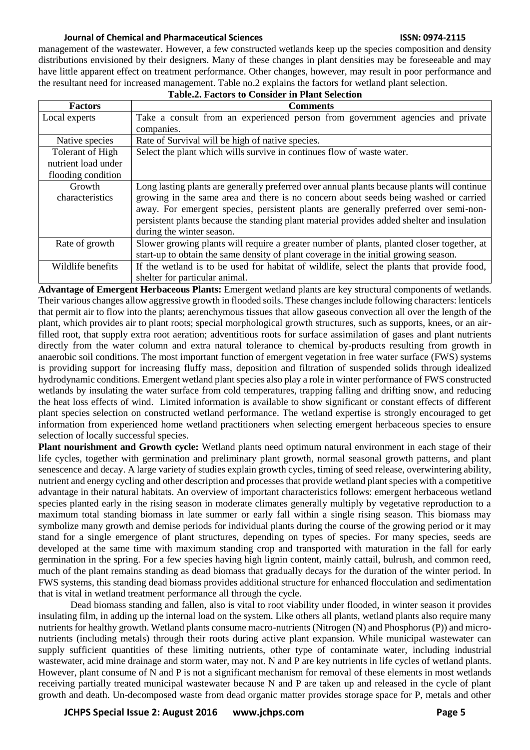management of the wastewater. However, a few constructed wetlands keep up the species composition and density distributions envisioned by their designers. Many of these changes in plant densities may be foreseeable and may have little apparent effect on treatment performance. Other changes, however, may result in poor performance and the resultant need for increased management. Table no.2 explains the factors for wetland plant selection.

**Table.2. Factors to Consider in Plant Selection**

| Factors | Comments |
|---|---|
| Local experts | Take a consult from an experienced person from government agencies and private companies. |
| Native species | Rate of Survival will be high of native species. |
| Tolerant of High nutrient load under flooding condition | Select the plant which wills survive in continues flow of waste water. |
| Growth characteristics | Long lasting plants are generally preferred over annual plants because plants will continue growing in the same area and there is no concern about seeds being washed or carried away. For emergent species, persistent plants are generally preferred over semi-non-persistent plants because the standing plant material provides added shelter and insulation during the winter season. |
| Rate of growth | Slower growing plants will require a greater number of plants, planted closer together, at start-up to obtain the same density of plant coverage in the initial growing season. |
| Wildlife benefits | If the wetland is to be used for habitat of wildlife, select the plants that provide food, shelter for particular animal. |

**Advantage of Emergent Herbaceous Plants:** Emergent wetland plants are key structural components of wetlands. Their various changes allow aggressive growth in flooded soils. These changes include following characters: lenticels that permit air to flow into the plants; aerenchymous tissues that allow gaseous convection all over the length of the plant, which provides air to plant roots; special morphological growth structures, such as supports, knees, or an air-filled root, that supply extra root aeration; adventitious roots for surface assimilation of gases and plant nutrients directly from the water column and extra natural tolerance to chemical by-products resulting from growth in anaerobic soil conditions. The most important function of emergent vegetation in free water surface (FWS) systems is providing support for increasing fluffy mass, deposition and filtration of suspended solids through idealized hydrodynamic conditions. Emergent wetland plant species also play a role in winter performance of FWS constructed wetlands by insulating the water surface from cold temperatures, trapping falling and drifting snow, and reducing the heat loss effects of wind. Limited information is available to show significant or constant effects of different plant species selection on constructed wetland performance. The wetland expertise is strongly encouraged to get information from experienced home wetland practitioners when selecting emergent herbaceous species to ensure selection of locally successful species.

**Plant nourishment and Growth cycle:** Wetland plants need optimum natural environment in each stage of their life cycles, together with germination and preliminary plant growth, normal seasonal growth patterns, and plant senescence and decay. A large variety of studies explain growth cycles, timing of seed release, overwintering ability, nutrient and energy cycling and other description and processes that provide wetland plant species with a competitive advantage in their natural habitats. An overview of important characteristics follows: emergent herbaceous wetland species planted early in the rising season in moderate climates generally multiply by vegetative reproduction to a maximum total standing biomass in late summer or early fall within a single rising season. This biomass may symbolize many growth and demise periods for individual plants during the course of the growing period or it may stand for a single emergence of plant structures, depending on types of species. For many species, seeds are developed at the same time with maximum standing crop and transported with maturation in the fall for early germination in the spring. For a few species having high lignin content, mainly cattail, bulrush, and common reed, much of the plant remains standing as dead biomass that gradually decays for the duration of the winter period. In FWS systems, this standing dead biomass provides additional structure for enhanced flocculation and sedimentation that is vital in wetland treatment performance all through the cycle.

Dead biomass standing and fallen, also is vital to root viability under flooded, in winter season it provides insulating film, in adding up the internal load on the system. Like others all plants, wetland plants also require many nutrients for healthy growth. Wetland plants consume macro-nutrients (Nitrogen (N) and Phosphorus (P)) and micro-nutrients (including metals) through their roots during active plant expansion. While municipal wastewater can supply sufficient quantities of these limiting nutrients, other type of contaminate water, including industrial wastewater, acid mine drainage and storm water, may not. N and P are key nutrients in life cycles of wetland plants. However, plant consume of N and P is not a significant mechanism for removal of these elements in most wetlands receiving partially treated municipal wastewater because N and P are taken up and released in the cycle of plant growth and death. Un-decomposed waste from dead organic matter provides storage space for P, metals and other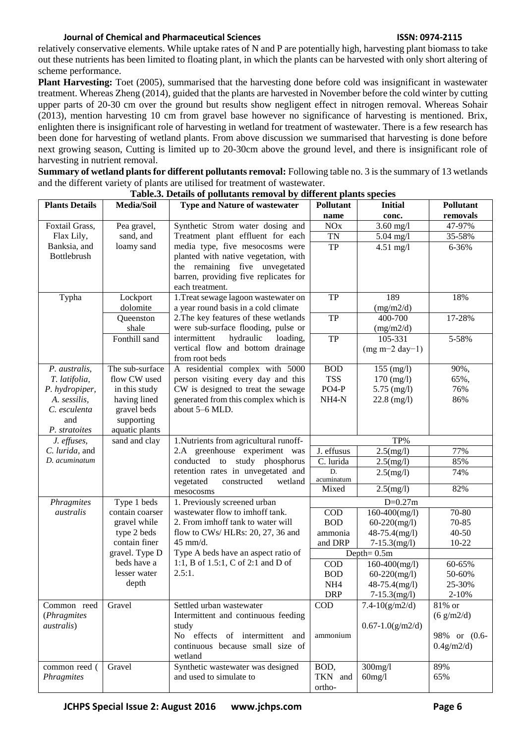relatively conservative elements. While uptake rates of N and P are potentially high, harvesting plant biomass to take out these nutrients has been limited to floating plant, in which the plants can be harvested with only short altering of scheme performance.

**Plant Harvesting:** Toet (2005), summarised that the harvesting done before cold was insignificant in wastewater treatment. Whereas Zheng (2014), guided that the plants are harvested in November before the cold winter by cutting upper parts of 20-30 cm over the ground but results show negligent effect in nitrogen removal. Whereas Sohair (2013), mention harvesting 10 cm from gravel base however no significance of harvesting is mentioned. Brix, enlighten there is insignificant role of harvesting in wetland for treatment of wastewater. There is a few research has been done for harvesting of wetland plants. From above discussion we summarised that harvesting is done before next growing season, Cutting is limited up to 20-30cm above the ground level, and there is insignificant role of harvesting in nutrient removal.

**Summary of wetland plants for different pollutants removal:** Following table no. 3 is the summary of 13 wetlands and the different variety of plants are utilised for treatment of wastewater.

**Table.3. Details of pollutants removal by different plants species**

| Plants Details | Media/Soil | Type and Nature of wastewater | Pollutant name | Initial conc. | Pollutant removals |
|---|---|---|---|---|---|
| Foxtail Grass, Flax Lily, Banksia, and Bottlebrush | Pea gravel, sand, and loamy sand | Synthetic Strom water dosing and Treatment plant effluent for each media type, five mesocosms were planted with native vegetation, with the remaining five unvegetated barren, providing five replicates for each treatment. | NOx | 3.60 mg/l | 47-97% |
| | | | TN | 5.04 mg/l | 35-58% |
| | | | TP | 4.51 mg/l | 6-36% |
| Typha | Lockport dolomite | 1.Treat sewage lagoon wastewater on a year round basis in a cold climate 2.The key features of these wetlands were sub-surface flooding, pulse or intermittent hydraulic loading, vertical flow and bottom drainage from root beds | TP | 189 (mg/m2/d) | 18% |
| | Queenston shale | | TP | 400-700 (mg/m2/d) | 17-28% |
| | Fonthill sand | | TP | 105-331 ($mg\ m^{-2}\ day^{-1}$) | 5-58% |
| *P. australis*, *T. latifolia*, *P. hydropiper*, *A. sessilis*, *C. esculenta* and *P. stratoites* | The sub-surface flow CW used in this study having lined gravel beds supporting aquatic plants | A residential complex with 5000 person visiting every day and this CW is designed to treat the sewage generated from this complex which is about 5–6 MLD. | BOD | 155 (mg/l) | 90%, |
| | | | TSS | 170 (mg/l) | 65%, |
| | | | $PO_4$-P | 5.75 (mg/l) | 76% |
| | | | $NH_4$-N | 22.8 (mg/l) | 86% |
| *J. effuses*, *C. lurida*, and *D. acuminatum* | sand and clay | 1.Nutrients from agricultural runoff- 2.A greenhouse experiment was conducted to study phosphorus retention rates in unvegetated and vegetated constructed wetland mesocosms | TP% | | |
| | | | J. effusus | 2.5(mg/l) | 77% |
| | | | C. lurida | 2.5(mg/l) | 85% |
| | | | D. acuminatum | 2.5(mg/l) | 74% |
| | | | Mixed | 2.5(mg/l) | 82% |
| *Phragmites australis* | Type 1 beds contain coarser gravel while type 2 beds contain finer gravel. Type D beds have a lesser water depth | 1. Previously screened urban wastewater flow to imhoff tank. 2. From imhoff tank to water will flow to CWs/ HLRs: 20, 27, 36 and 45 mm/d. Type A beds have an aspect ratio of 1:1, B of 1.5:1, C of 2:1 and D of 2.5:1. | D=0.27m | | |
| | | | COD | 160-400(mg/l) | 70-80 |
| | | | BOD | 60-220(mg/l) | 70-85 |
| | | | ammonia | 48-75.4(mg/l) | 40-50 |
| | | | and DRP | 7-15.3(mg/l) | 10-22 |
| | | | Depth= 0.5m | | |
| | | | COD | 160-400(mg/l) | 60-65% |
| | | | BOD | 60-220(mg/l) | 50-60% |
| | | | $NH_4$ | 48-75.4(mg/l) | 25-30% |
| | | | DRP | 7-15.3(mg/l) | 2-10% |
| Common reed (*Phragmites australis*) | Gravel | Settled urban wastewater Intermittent and continuous feeding study No effects of intermittent and continuous because small size of wetland | COD | 7.4-10(g/m2/d) | 81% or (6 g/m2/d) |
| | | | ammonium | 0.67-1.0(g/m2/d) | 98% or (0.6-0.4g/m2/d) |
| common reed ( *Phragmites* | Gravel | Synthetic wastewater was designed and used to simulate to | BOD, TKN and ortho- | 300mg/l 60mg/l | 89% 65% |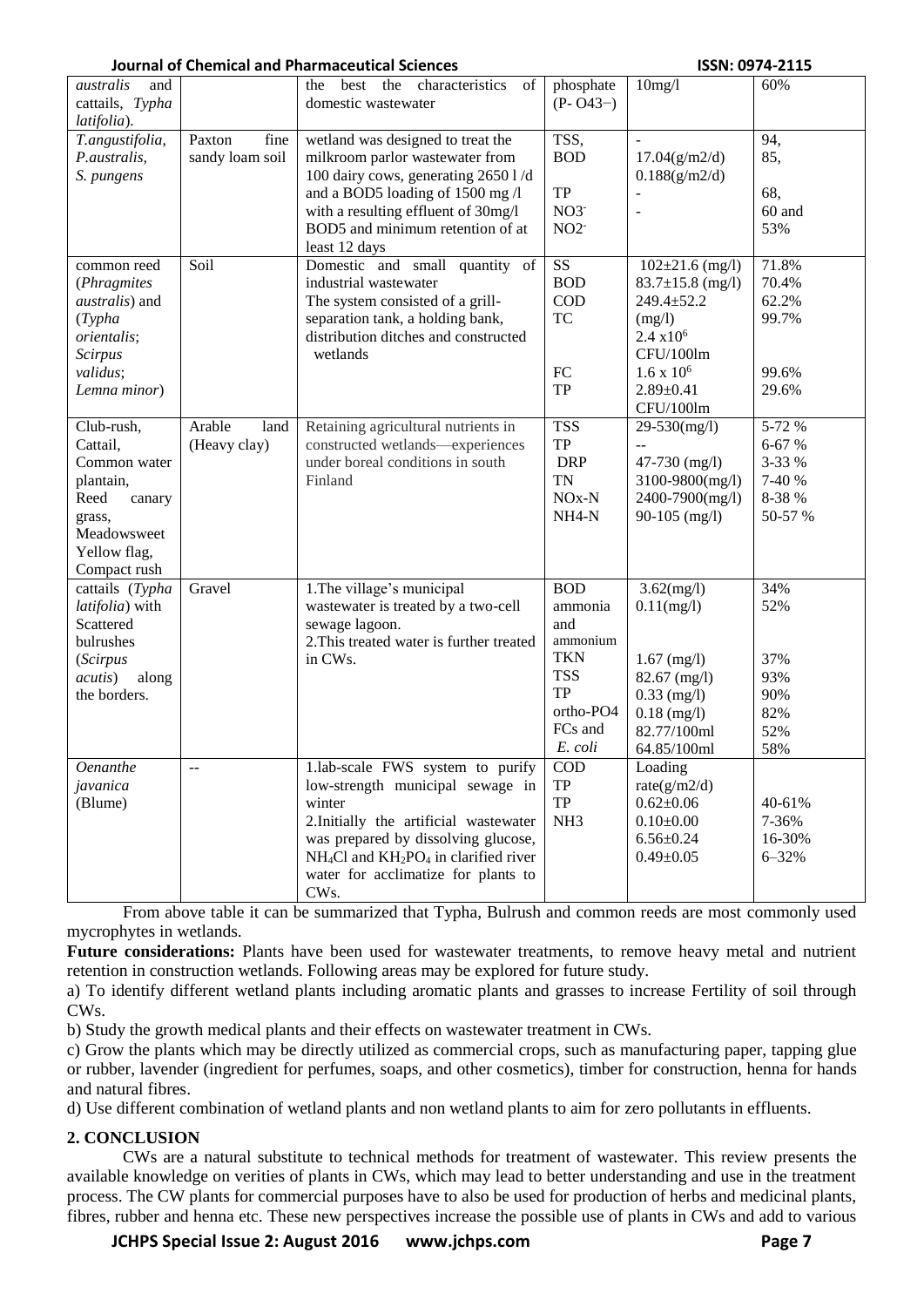| *australis* and cattails, *Typha latifolia*). | | the best the characteristics of domestic wastewater | phosphate ($P-O4^{3-}$) | 10mg/l | 60% |
|---|---|---|---|---|---|
| *T.angustifolia*, *P.australis*, *S. pungens* | Paxton fine sandy loam soil | wetland was designed to treat the milkroom parlor wastewater from 100 dairy cows, generating 2650 l /d and a BOD5 loading of 1500 mg /l with a resulting effluent of 30mg/l BOD5 and minimum retention of at least 12 days | TSS, BOD, TP, $NO_3^-$, $NO_2^-$ | -, 17.04(g/m2/d), 0.188(g/m2/d), -, - | 94, 85, 68, 60 and 53% |
| common reed (*Phragmites australis*) and (*Typha orientalis*; *Scirpus validus*; *Lemna minor*) | Soil | Domestic and small quantity of industrial wastewater The system consisted of a grill-separation tank, a holding bank, distribution ditches and constructed wetlands | SS, BOD, COD, TC, FC, TP | 102±21.6 (mg/l), 83.7±15.8 (mg/l), 249.4±52.2 (mg/l), $2.4 \times 10^6$ CFU/100lm, $1.6 \times 10^6$, 2.89±0.41 CFU/100lm | 71.8%, 70.4%, 62.2%, 99.7%, 99.6%, 29.6% |
| Club-rush, Cattail, Common water plantain, Reed canary grass, Meadowsweet Yellow flag, Compact rush | Arable land (Heavy clay) | Retaining agricultural nutrients in constructed wetlands—experiences under boreal conditions in south Finland | TSS, TP, DRP, TN, NOx-N, NH4-N | 29-530(mg/l), --, 47-730 (mg/l), 3100-9800(mg/l), 2400-7900(mg/l), 90-105 (mg/l) | 5-72 %, 6-67 %, 3-33 %, 7-40 %, 8-38 %, 50-57 % |
| cattails (*Typha latifolia*) with Scattered bulrushes (*Scirpus acutis*) along the borders. | Gravel | 1.The village's municipal wastewater is treated by a two-cell sewage lagoon. 2.This treated water is further treated in CWs. | BOD, ammonia and ammonium, TKN, TSS, TP, ortho-PO4, FCs and *E. coli* | 3.62(mg/l), 0.11(mg/l), 1.67 (mg/l), 82.67 (mg/l), 0.33 (mg/l), 0.18 (mg/l), 82.77/100ml, 64.85/100ml | 34%, 52%, 37%, 93%, 90%, 82%, 52%, 58% |
| *Oenanthe javanica* (Blume) | -- | 1.lab-scale FWS system to purify low-strength municipal sewage in winter 2.Initially the artificial wastewater was prepared by dissolving glucose, $NH_4Cl$ and $KH_2PO_4$ in clarified river water for acclimatize for plants to CWs. | COD, TP, TP, $NH_3$ | Loading rate(g/m2/d), 0.62±0.06, 0.10±0.00, 6.56±0.24, 0.49±0.05 | 40-61%, 7-36%, 16-30%, 6–32% |

From above table it can be summarized that Typha, Bulrush and common reeds are most commonly used mycrophytes in wetlands.

**Future considerations:** Plants have been used for wastewater treatments, to remove heavy metal and nutrient retention in construction wetlands. Following areas may be explored for future study.

a) To identify different wetland plants including aromatic plants and grasses to increase Fertility of soil through CWs.

b) Study the growth medical plants and their effects on wastewater treatment in CWs.

c) Grow the plants which may be directly utilized as commercial crops, such as manufacturing paper, tapping glue or rubber, lavender (ingredient for perfumes, soaps, and other cosmetics), timber for construction, henna for hands and natural fibres.

d) Use different combination of wetland plants and non wetland plants to aim for zero pollutants in effluents.

## 2. CONCLUSION

CWs are a natural substitute to technical methods for treatment of wastewater. This review presents the available knowledge on verities of plants in CWs, which may lead to better understanding and use in the treatment process. The CW plants for commercial purposes have to also be used for production of herbs and medicinal plants, fibres, rubber and henna etc. These new perspectives increase the possible use of plants in CWs and add to various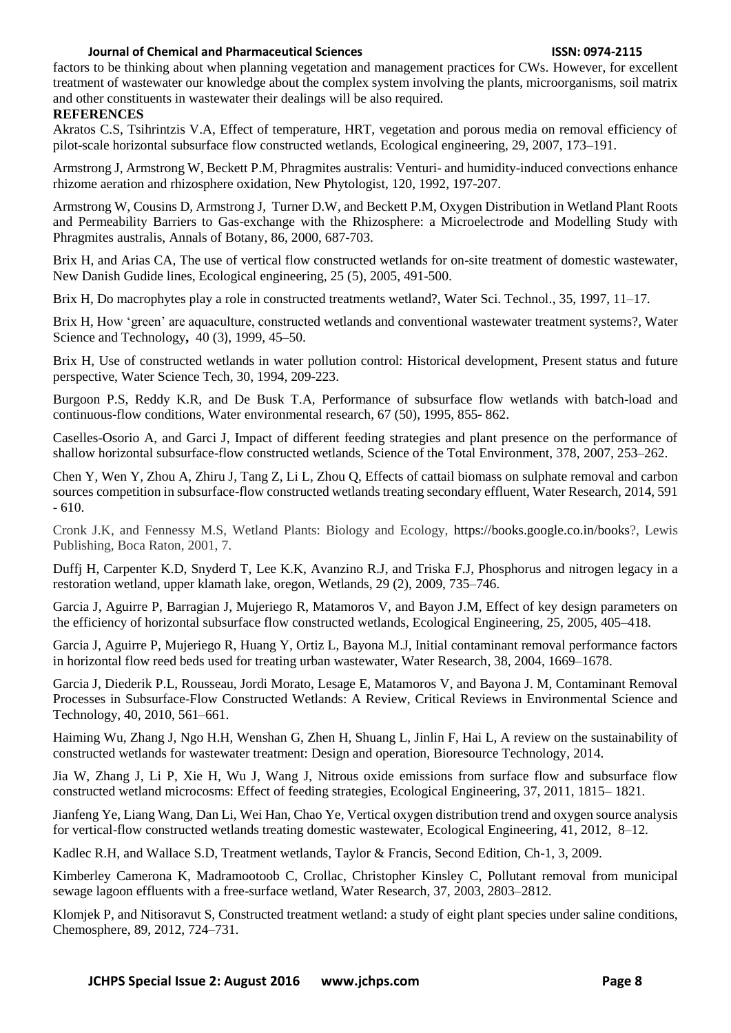factors to be thinking about when planning vegetation and management practices for CWs. However, for excellent treatment of wastewater our knowledge about the complex system involving the plants, microorganisms, soil matrix and other constituents in wastewater their dealings will be also required.

**REFERENCES**

Akratos C.S, Tsihrintzis V.A, Effect of temperature, HRT, vegetation and porous media on removal efficiency of pilot-scale horizontal subsurface flow constructed wetlands, Ecological engineering, 29, 2007, 173–191.

Armstrong J, Armstrong W, Beckett P.M, Phragmites australis: Venturi- and humidity-induced convections enhance rhizome aeration and rhizosphere oxidation, New Phytologist, 120, 1992, 197-207.

Armstrong W, Cousins D, Armstrong J, Turner D.W, and Beckett P.M, Oxygen Distribution in Wetland Plant Roots and Permeability Barriers to Gas-exchange with the Rhizosphere: a Microelectrode and Modelling Study with Phragmites australis, Annals of Botany, 86, 2000, 687-703.

Brix H, and Arias CA, The use of vertical flow constructed wetlands for on-site treatment of domestic wastewater, New Danish Gudide lines, Ecological engineering, 25 (5), 2005, 491-500.

Brix H, Do macrophytes play a role in constructed treatments wetland?, Water Sci. Technol., 35, 1997, 11–17.

Brix H, How 'green' are aquaculture, constructed wetlands and conventional wastewater treatment systems?, Water Science and Technology**,** 40 (3), 1999, 45–50.

Brix H, Use of constructed wetlands in water pollution control: Historical development, Present status and future perspective, Water Science Tech, 30, 1994, 209-223.

Burgoon P.S, Reddy K.R, and De Busk T.A, Performance of subsurface flow wetlands with batch-load and continuous-flow conditions, Water environmental research, 67 (50), 1995, 855- 862.

Caselles-Osorio A, and Garci J, Impact of different feeding strategies and plant presence on the performance of shallow horizontal subsurface-flow constructed wetlands, Science of the Total Environment, 378, 2007, 253–262.

Chen Y, Wen Y, Zhou A, Zhiru J, Tang Z, Li L, Zhou Q, Effects of cattail biomass on sulphate removal and carbon sources competition in subsurface-flow constructed wetlands treating secondary effluent, Water Research, 2014, 591 - 610.

Cronk J.K, and Fennessy M.S, Wetland Plants: Biology and Ecology, https://books.google.co.in/books?, Lewis Publishing, Boca Raton, 2001, 7.

Duffj H, Carpenter K.D, Snyderd T, Lee K.K, Avanzino R.J, and Triska F.J, Phosphorus and nitrogen legacy in a restoration wetland, upper klamath lake, oregon, Wetlands, 29 (2), 2009, 735–746.

Garcia J, Aguirre P, Barragian J, Mujeriego R, Matamoros V, and Bayon J.M, Effect of key design parameters on the efficiency of horizontal subsurface flow constructed wetlands, Ecological Engineering, 25, 2005, 405–418.

Garcia J, Aguirre P, Mujeriego R, Huang Y, Ortiz L, Bayona M.J, Initial contaminant removal performance factors in horizontal flow reed beds used for treating urban wastewater, Water Research, 38, 2004, 1669–1678.

Garcia J, Diederik P.L, Rousseau, Jordi Morato, Lesage E, Matamoros V, and Bayona J. M, Contaminant Removal Processes in Subsurface-Flow Constructed Wetlands: A Review, Critical Reviews in Environmental Science and Technology, 40, 2010, 561–661.

Haiming Wu, Zhang J, Ngo H.H, Wenshan G, Zhen H, Shuang L, Jinlin F, Hai L, A review on the sustainability of constructed wetlands for wastewater treatment: Design and operation, Bioresource Technology, 2014.

Jia W, Zhang J, Li P, Xie H, Wu J, Wang J, Nitrous oxide emissions from surface flow and subsurface flow constructed wetland microcosms: Effect of feeding strategies, Ecological Engineering, 37, 2011, 1815– 1821.

Jianfeng Ye, Liang Wang, Dan Li, Wei Han, Chao Ye, Vertical oxygen distribution trend and oxygen source analysis for vertical-flow constructed wetlands treating domestic wastewater, Ecological Engineering, 41, 2012, 8–12.

Kadlec R.H, and Wallace S.D, Treatment wetlands, Taylor & Francis, Second Edition, Ch-1, 3, 2009.

Kimberley Camerona K, Madramootoob C, Crollac, Christopher Kinsley C, Pollutant removal from municipal sewage lagoon effluents with a free-surface wetland, Water Research, 37, 2003, 2803–2812.

Klomjek P, and Nitisoravut S, Constructed treatment wetland: a study of eight plant species under saline conditions, Chemosphere, 89, 2012, 724–731.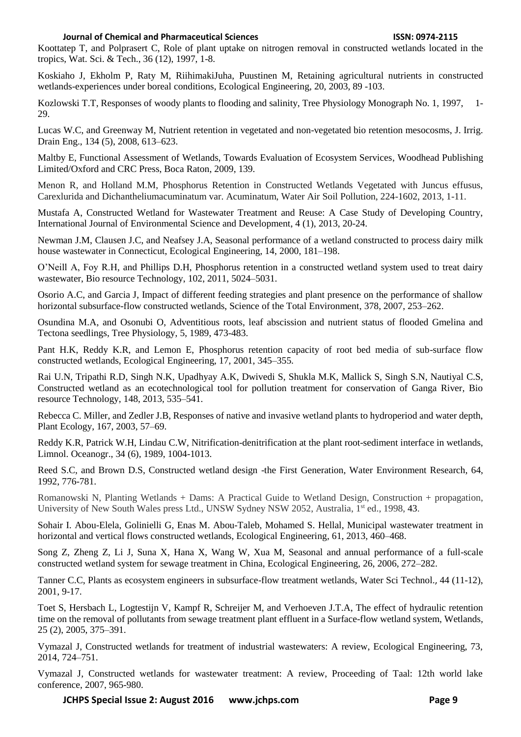Koottatep T, and Polprasert C, Role of plant uptake on nitrogen removal in constructed wetlands located in the tropics, Wat. Sci. & Tech., 36 (12), 1997, 1-8.

Koskiaho J, Ekholm P, Raty M, RiihimakiJuha, Puustinen M, Retaining agricultural nutrients in constructed wetlands-experiences under boreal conditions, Ecological Engineering, 20, 2003, 89 -103.

Kozlowski T.T, Responses of woody plants to flooding and salinity, Tree Physiology Monograph No. 1, 1997, 1-29.

Lucas W.C, and Greenway M, Nutrient retention in vegetated and non-vegetated bio retention mesocosms, J. Irrig. Drain Eng., 134 (5), 2008, 613–623.

Maltby E, Functional Assessment of Wetlands, Towards Evaluation of Ecosystem Services, Woodhead Publishing Limited/Oxford and CRC Press, Boca Raton, 2009, 139.

Menon R, and Holland M.M, Phosphorus Retention in Constructed Wetlands Vegetated with Juncus effusus, Carexlurida and Dichantheliumacuminatum var. Acuminatum, Water Air Soil Pollution, 224-1602, 2013, 1-11.

Mustafa A, Constructed Wetland for Wastewater Treatment and Reuse: A Case Study of Developing Country, International Journal of Environmental Science and Development, 4 (1), 2013, 20-24.

Newman J.M, Clausen J.C, and Neafsey J.A, Seasonal performance of a wetland constructed to process dairy milk house wastewater in Connecticut, Ecological Engineering, 14, 2000, 181–198.

O'Neill A, Foy R.H, and Phillips D.H, Phosphorus retention in a constructed wetland system used to treat dairy wastewater, Bio resource Technology, 102, 2011, 5024–5031.

Osorio A.C, and Garcia J, Impact of different feeding strategies and plant presence on the performance of shallow horizontal subsurface-flow constructed wetlands, Science of the Total Environment, 378, 2007, 253–262.

Osundina M.A, and Osonubi O, Adventitious roots, leaf abscission and nutrient status of flooded Gmelina and Tectona seedlings, Tree Physiology, 5, 1989, 473-483.

Pant H.K, Reddy K.R, and Lemon E, Phosphorus retention capacity of root bed media of sub-surface flow constructed wetlands, Ecological Engineering, 17, 2001, 345–355.

Rai U.N, Tripathi R.D, Singh N.K, Upadhyay A.K, Dwivedi S, Shukla M.K, Mallick S, Singh S.N, Nautiyal C.S, Constructed wetland as an ecotechnological tool for pollution treatment for conservation of Ganga River, Bio resource Technology, 148, 2013, 535–541.

Rebecca C. Miller, and Zedler J.B, Responses of native and invasive wetland plants to hydroperiod and water depth, Plant Ecology, 167, 2003, 57–69.

Reddy K.R, Patrick W.H, Lindau C.W, Nitrification-denitrification at the plant root-sediment interface in wetlands, Limnol. Oceanogr., 34 (6), 1989, 1004-1013.

Reed S.C, and Brown D.S, Constructed wetland design -the First Generation, Water Environment Research, 64, 1992, 776-781.

Romanowski N, Planting Wetlands + Dams: A Practical Guide to Wetland Design, Construction + propagation, University of New South Wales press Ltd., UNSW Sydney NSW 2052, Australia, 1st ed., 1998, 43.

Sohair I. Abou-Elela, Golinielli G, Enas M. Abou-Taleb, Mohamed S. Hellal, Municipal wastewater treatment in horizontal and vertical flows constructed wetlands, Ecological Engineering, 61, 2013, 460–468.

Song Z, Zheng Z, Li J, Suna X, Hana X, Wang W, Xua M, Seasonal and annual performance of a full-scale constructed wetland system for sewage treatment in China, Ecological Engineering, 26, 2006, 272–282.

Tanner C.C, Plants as ecosystem engineers in subsurface-flow treatment wetlands, Water Sci Technol., 44 (11-12), 2001, 9-17.

Toet S, Hersbach L, Logtestijn V, Kampf R, Schreijer M, and Verhoeven J.T.A, The effect of hydraulic retention time on the removal of pollutants from sewage treatment plant effluent in a Surface-flow wetland system, Wetlands, 25 (2), 2005, 375–391.

Vymazal J, Constructed wetlands for treatment of industrial wastewaters: A review, Ecological Engineering, 73, 2014, 724–751.

Vymazal J, Constructed wetlands for wastewater treatment: A review, Proceeding of Taal: 12th world lake conference, 2007, 965-980.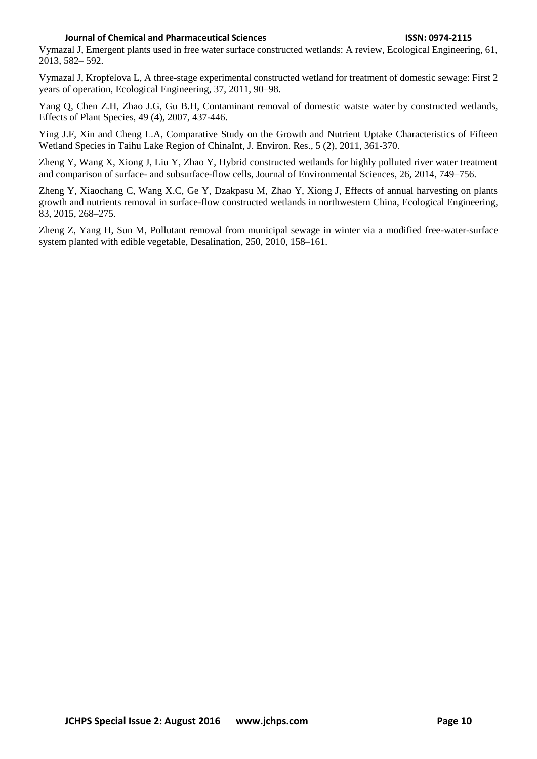Vymazal J, Emergent plants used in free water surface constructed wetlands: A review, Ecological Engineering, 61, 2013, 582– 592.

Vymazal J, Kropfelova L, A three-stage experimental constructed wetland for treatment of domestic sewage: First 2 years of operation, Ecological Engineering, 37, 2011, 90–98.

Yang Q, Chen Z.H, Zhao J.G, Gu B.H, Contaminant removal of domestic watste water by constructed wetlands, Effects of Plant Species, 49 (4), 2007, 437-446.

Ying J.F, Xin and Cheng L.A, Comparative Study on the Growth and Nutrient Uptake Characteristics of Fifteen Wetland Species in Taihu Lake Region of ChinaInt, J. Environ. Res., 5 (2), 2011, 361-370.

Zheng Y, Wang X, Xiong J, Liu Y, Zhao Y, Hybrid constructed wetlands for highly polluted river water treatment and comparison of surface- and subsurface-flow cells, Journal of Environmental Sciences, 26, 2014, 749–756.

Zheng Y, Xiaochang C, Wang X.C, Ge Y, Dzakpasu M, Zhao Y, Xiong J, Effects of annual harvesting on plants growth and nutrients removal in surface-flow constructed wetlands in northwestern China, Ecological Engineering, 83, 2015, 268–275.

Zheng Z, Yang H, Sun M, Pollutant removal from municipal sewage in winter via a modified free-water-surface system planted with edible vegetable, Desalination, 250, 2010, 158–161.